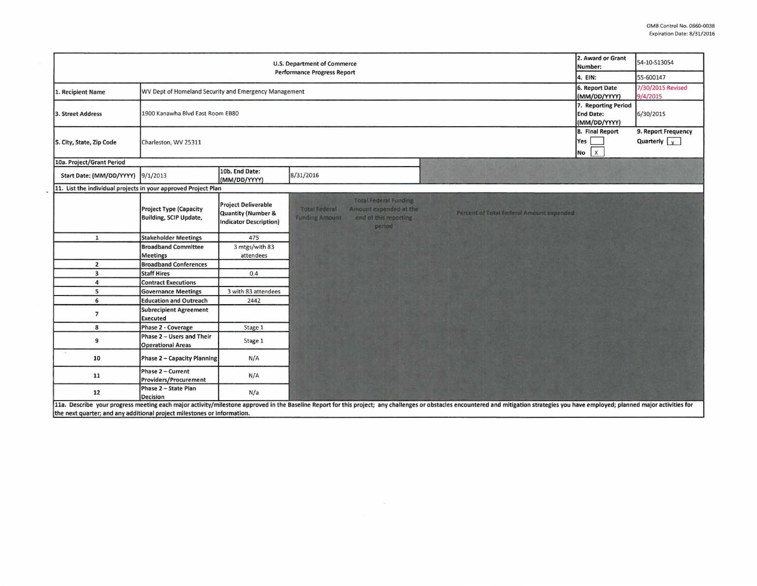OMB Control No. 0660-0038
Expiration Date: 8/31/2016

| U.S. Department of Commerce Performance Progress Report | | | | 2. Award or Grant Number: | 54-10-S13054 |
|---|---|---|---|---|---|
| | | | | 4. EIN: | 55-600147 |
| 1. Recipient Name | WV Dept of Homeland Security and Emergency Management | | | 6. Report Date (MM/DD/YYYY) | 7/30/2015 Revised 9/4/2015 |
| 3. Street Address | 1900 Kanawha Blvd East Room EB80 | | | 7. Reporting Period End Date: (MM/DD/YYYY) | 6/30/2015 |
| 5. City, State, Zip Code | Charleston, WV 25311 | | | 8. Final Report Yes [ ] No [X] | 9. Report Frequency Quarterly [X] |
| 10a. Project/Grant Period | | | | | |
| Start Date: (MM/DD/YYYY) | 9/1/2013 | 10b. End Date: (MM/DD/YYYY) | 8/31/2016 | | |

11. List the individual projects in your approved Project Plan

| | Project Type (Capacity Building, SCIP Update, | Project Deliverable Quantity (Number & Indicator Description) | Total Federal Funding Amount | Total Federal Funding Amount expended at the end of this reporting period | Percent of Total Federal Amount expended |
|---|---|---|---|---|---|
| 1 | Stakeholder Meetings | 475 | | | |
| | Broadband Committee Meetings | 3 mtgs/with 83 attendees | | | |
| 2 | Broadband Conferences | | | | |
| 3 | Staff Hires | 0.4 | | | |
| 4 | Contract Executions | | | | |
| 5 | Governance Meetings | 3 with 83 attendees | | | |
| 6 | Education and Outreach | 2442 | | | |
| 7 | Subrecipient Agreement Executed | | | | |
| 8 | Phase 2 - Coverage | Stage 1 | | | |
| 9 | Phase 2 – Users and Their Operational Areas | Stage 1 | | | |
| 10 | Phase 2 – Capacity Planning | N/A | | | |
| 11 | Phase 2 – Current Providers/Procurement | N/A | | | |
| 12 | Phase 2 – State Plan Decision | N/a | | | |

11a. Describe your progress meeting each major activity/milestone approved in the Baseline Report for this project; any challenges or obstacles encountered and mitigation strategies you have employed; planned major activities for the next quarter; and any additional project milestones or information.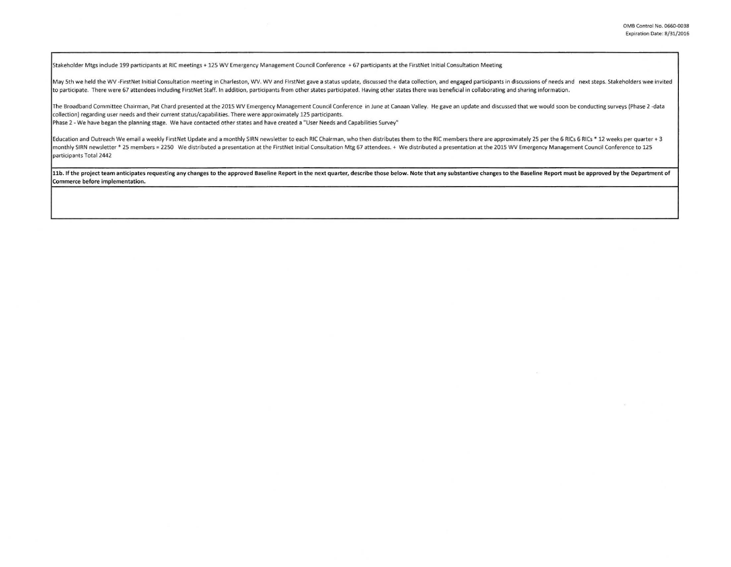Stakeholder Mtgs include 199 participants at RIC meetings + 125 WV Emergency Management Council Conference + 67 participants at the FirstNet Initial Consultation Meeting

May 5th we held the WV -FirstNet Initial Consultation meeting in Charleston, WV. WV and FirstNet gave a status update, discussed the data collection, and engaged participants in discussions of needs and next steps. Stakeholders wee invited to participate. There were 67 attendees including FirstNet Staff. In addition, participants from other states participated. Having other states there was beneficial in collaborating and sharing information.

The Broadband Committee Chairman, Pat Chard presented at the 2015 WV Emergency Management Council Conference in June at Canaan Valley. He gave an update and discussed that we would soon be conducting surveys (Phase 2 -data collection) regarding user needs and their current status/capabilities. There were approximately 125 participants.
Phase 2 - We have began the planning stage. We have contacted other states and have created a "User Needs and Capabilities Survey"

Education and Outreach We email a weekly FirstNet Update and a monthly SIRN newsletter to each RIC Chairman, who then distributes them to the RIC members there are approximately 25 per the 6 RICs 6 RICs * 12 weeks per quarter + 3 monthly SIRN newsletter * 25 members = 2250 We distributed a presentation at the FirstNet Initial Consultation Mtg 67 attendees. + We distributed a presentation at the 2015 WV Emergency Management Council Conference to 125 participants Total 2442

**11b. If the project team anticipates requesting any changes to the approved Baseline Report in the next quarter, describe those below. Note that any substantive changes to the Baseline Report must be approved by the Department of Commerce before implementation.**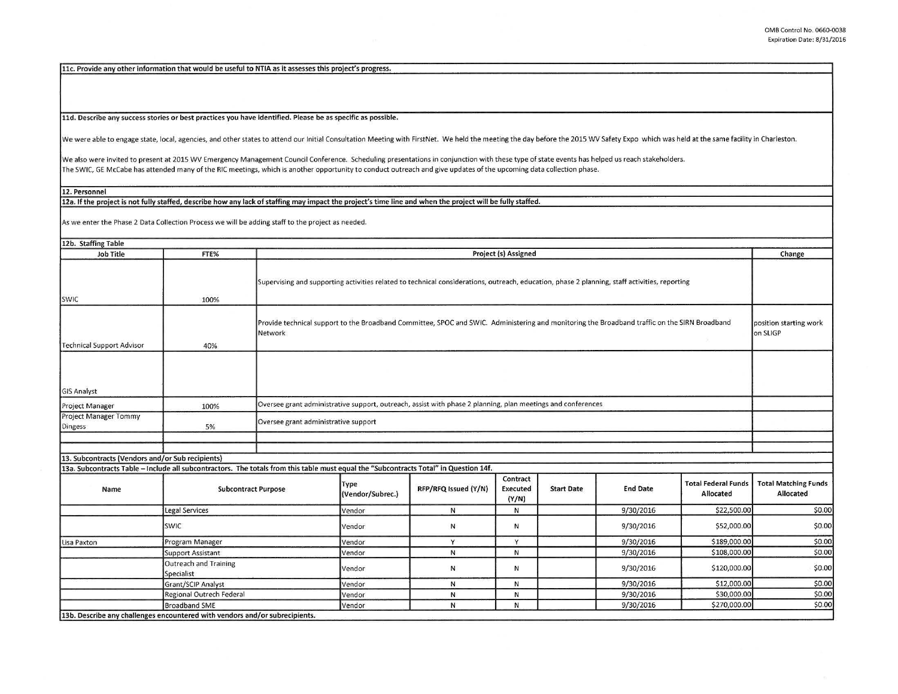OMB Control No. 0660-0038
Expiration Date: 8/31/2016

**11c. Provide any other information that would be useful to NTIA as it assesses this project's progress.**

**11d. Describe any success stories or best practices you have identified. Please be as specific as possible.**

We were able to engage state, local, agencies, and other states to attend our Initial Consultation Meeting with FirstNet. We held the meeting the day before the 2015 WV Safety Expo which was held at the same facility in Charleston.

We also were invited to present at 2015 WV Emergency Management Council Conference. Scheduling presentations in conjunction with these type of state events has helped us reach stakeholders.
The SWIC, GE McCabe has attended many of the RIC meetings, which is another opportunity to conduct outreach and give updates of the upcoming data collection phase.

**12. Personnel**

**12a. If the project is not fully staffed, describe how any lack of staffing may impact the project's time line and when the project will be fully staffed.**

As we enter the Phase 2 Data Collection Process we will be adding staff to the project as needed.

**12b. Staffing Table**

| Job Title | FTE% | Project (s) Assigned | Change |
|---|---|---|---|
| SWIC | 100% | Supervising and supporting activities related to technical considerations, outreach, education, phase 2 planning, staff activities, reporting | |
| Technical Support Advisor | 40% | Provide technical support to the Broadband Committee, SPOC and SWIC. Administering and monitoring the Broadband traffic on the SIRN Broadband Network | position starting work on SLIGP |
| GIS Analyst | | | |
| Project Manager | 100% | Oversee grant administrative support, outreach, assist with phase 2 planning, plan meetings and conferences | |
| Project Manager Tommy Dingess | 5% | Oversee grant administrative support | |
| | | | |
| | | | |

**13. Subcontracts (Vendors and/or Sub recipients)**

**13a. Subcontracts Table – Include all subcontractors. The totals from this table must equal the "Subcontracts Total" in Question 14f.**

| Name | Subcontract Purpose | Type (Vendor/Subrec.) | RFP/RFQ Issued (Y/N) | Contract Executed (Y/N) | Start Date | End Date | Total Federal Funds Allocated | Total Matching Funds Allocated |
|---|---|---|---|---|---|---|---|---|
| | Legal Services | Vendor | N | N | | 9/30/2016 | $22,500.00 | $0.00 |
| | SWIC | Vendor | N | N | | 9/30/2016 | $52,000.00 | $0.00 |
| Lisa Paxton | Program Manager | Vendor | Y | Y | | 9/30/2016 | $189,000.00 | $0.00 |
| | Support Assistant | Vendor | N | N | | 9/30/2016 | $108,000.00 | $0.00 |
| | Outreach and Training Specialist | Vendor | N | N | | 9/30/2016 | $120,000.00 | $0.00 |
| | Grant/SCIP Analyst | Vendor | N | N | | 9/30/2016 | $12,000.00 | $0.00 |
| | Regional Outrech Federal | Vendor | N | N | | 9/30/2016 | $30,000.00 | $0.00 |
| | Broadband SME | Vendor | N | N | | 9/30/2016 | $270,000.00 | $0.00 |

**13b. Describe any challenges encountered with vendors and/or subrecipients.**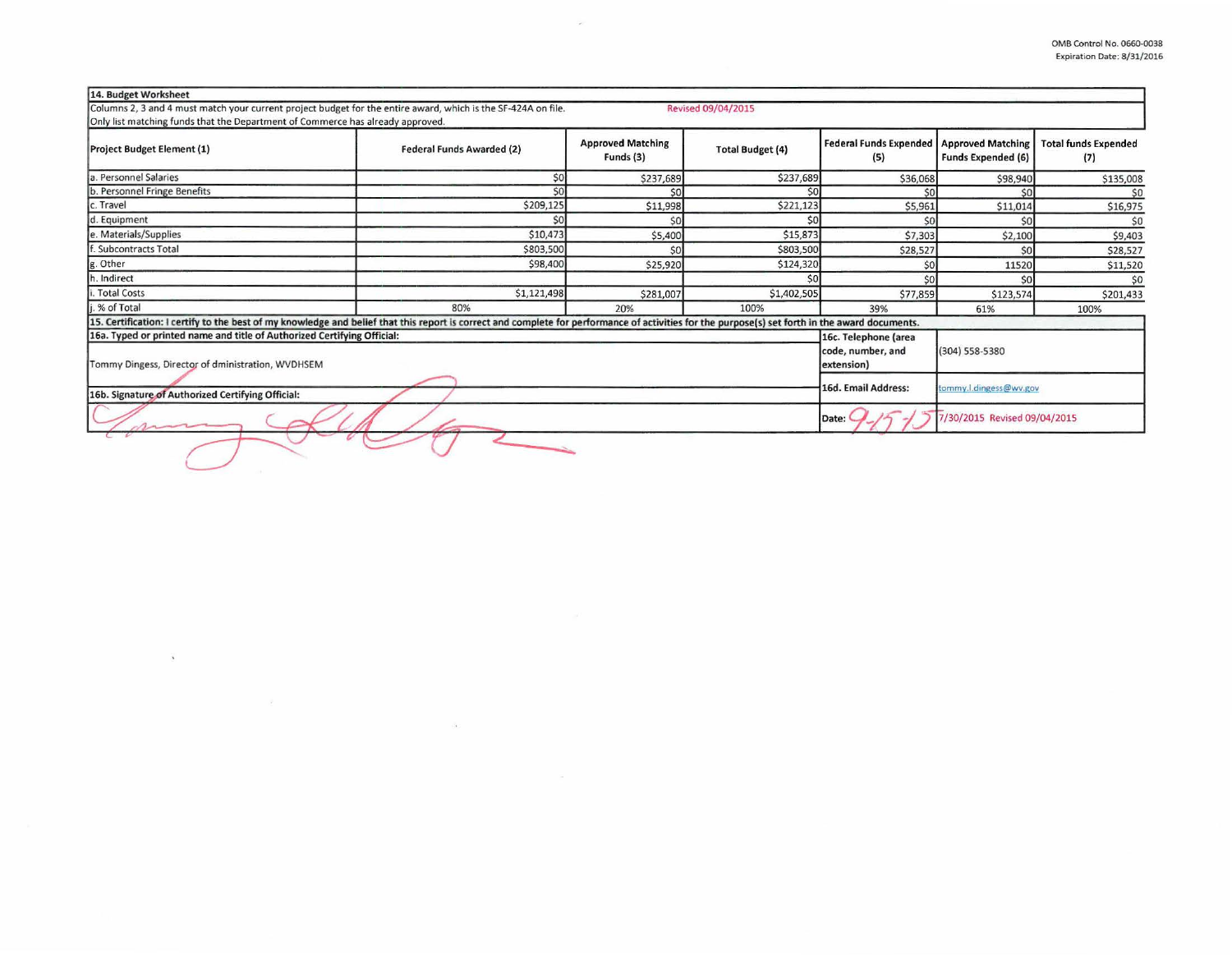OMB Control No. 0660-0038
Expiration Date: 8/31/2016

**14. Budget Worksheet**

Columns 2, 3 and 4 must match your current project budget for the entire award, which is the SF-424A on file. Revised 09/04/2015
Only list matching funds that the Department of Commerce has already approved.

| Project Budget Element (1) | Federal Funds Awarded (2) | Approved Matching Funds (3) | Total Budget (4) | Federal Funds Expended (5) | Approved Matching Funds Expended (6) | Total funds Expended (7) |
|---|---|---|---|---|---|---|
| a. Personnel Salaries | $0 | $237,689 | $237,689 | $36,068 | $98,940 | $135,008 |
| b. Personnel Fringe Benefits | $0 | $0 | $0 | $0 | $0 | $0 |
| c. Travel | $209,125 | $11,998 | $221,123 | $5,961 | $11,014 | $16,975 |
| d. Equipment | $0 | $0 | $0 | $0 | $0 | $0 |
| e. Materials/Supplies | $10,473 | $5,400 | $15,873 | $7,303 | $2,100 | $9,403 |
| f. Subcontracts Total | $803,500 | $0 | $803,500 | $28,527 | $0 | $28,527 |
| g. Other | $98,400 | $25,920 | $124,320 | $0 | 11520 | $11,520 |
| h. Indirect | | | $0 | $0 | $0 | $0 |
| i. Total Costs | $1,121,498 | $281,007 | $1,402,505 | $77,859 | $123,574 | $201,433 |
| j. % of Total | 80% | 20% | 100% | 39% | 61% | 100% |

**15. Certification: I certify to the best of my knowledge and belief that this report is correct and complete for performance of activities for the purpose(s) set forth in the award documents.**

**16a. Typed or printed name and title of Authorized Certifying Official:**

Tommy Dingess, Director of dministration, WVDHSEM

**16b. Signature of Authorized Certifying Official:**

**16c. Telephone (area code, number, and extension)** (304) 558-5380

**16d. Email Address:** tommy.l.dingess@wv.gov

Date: 9-15-15 7/30/2015 Revised 09/04/2015